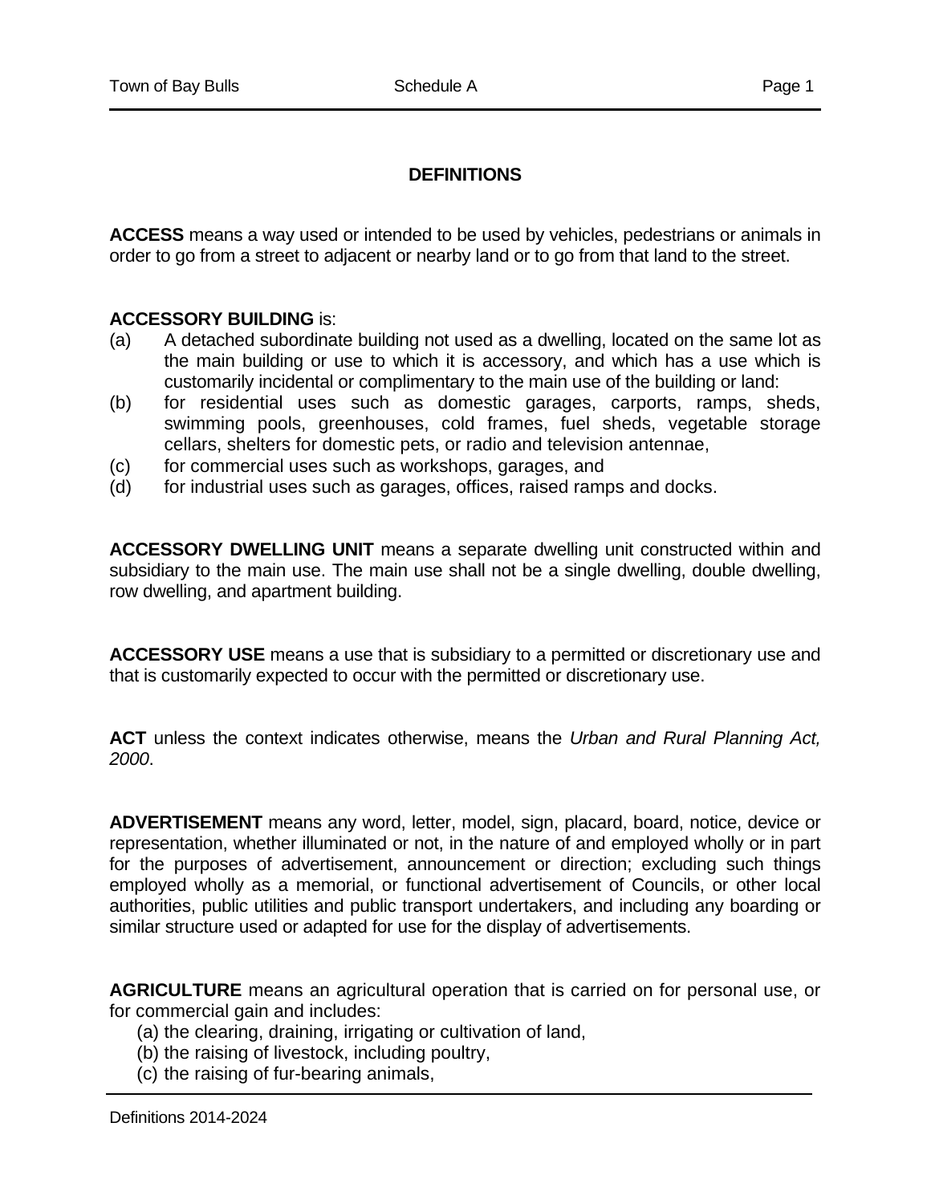## DEFINITIONS

**ACCESS** means a way used or intended to be used by vehicles, pedestrians or animals in order to go from a street to adjacent or nearby land or to go from that land to the street.

**ACCESSORY BUILDING** is:

(a) A detached subordinate building not used as a dwelling, located on the same lot as the main building or use to which it is accessory, and which has a use which is customarily incidental or complimentary to the main use of the building or land:

(b) for residential uses such as domestic garages, carports, ramps, sheds, swimming pools, greenhouses, cold frames, fuel sheds, vegetable storage cellars, shelters for domestic pets, or radio and television antennae,

(c) for commercial uses such as workshops, garages, and

(d) for industrial uses such as garages, offices, raised ramps and docks.

**ACCESSORY DWELLING UNIT** means a separate dwelling unit constructed within and subsidiary to the main use. The main use shall not be a single dwelling, double dwelling, row dwelling, and apartment building.

**ACCESSORY USE** means a use that is subsidiary to a permitted or discretionary use and that is customarily expected to occur with the permitted or discretionary use.

**ACT** unless the context indicates otherwise, means the *Urban and Rural Planning Act, 2000*.

**ADVERTISEMENT** means any word, letter, model, sign, placard, board, notice, device or representation, whether illuminated or not, in the nature of and employed wholly or in part for the purposes of advertisement, announcement or direction; excluding such things employed wholly as a memorial, or functional advertisement of Councils, or other local authorities, public utilities and public transport undertakers, and including any boarding or similar structure used or adapted for use for the display of advertisements.

**AGRICULTURE** means an agricultural operation that is carried on for personal use, or for commercial gain and includes:

(a) the clearing, draining, irrigating or cultivation of land,
(b) the raising of livestock, including poultry,
(c) the raising of fur-bearing animals,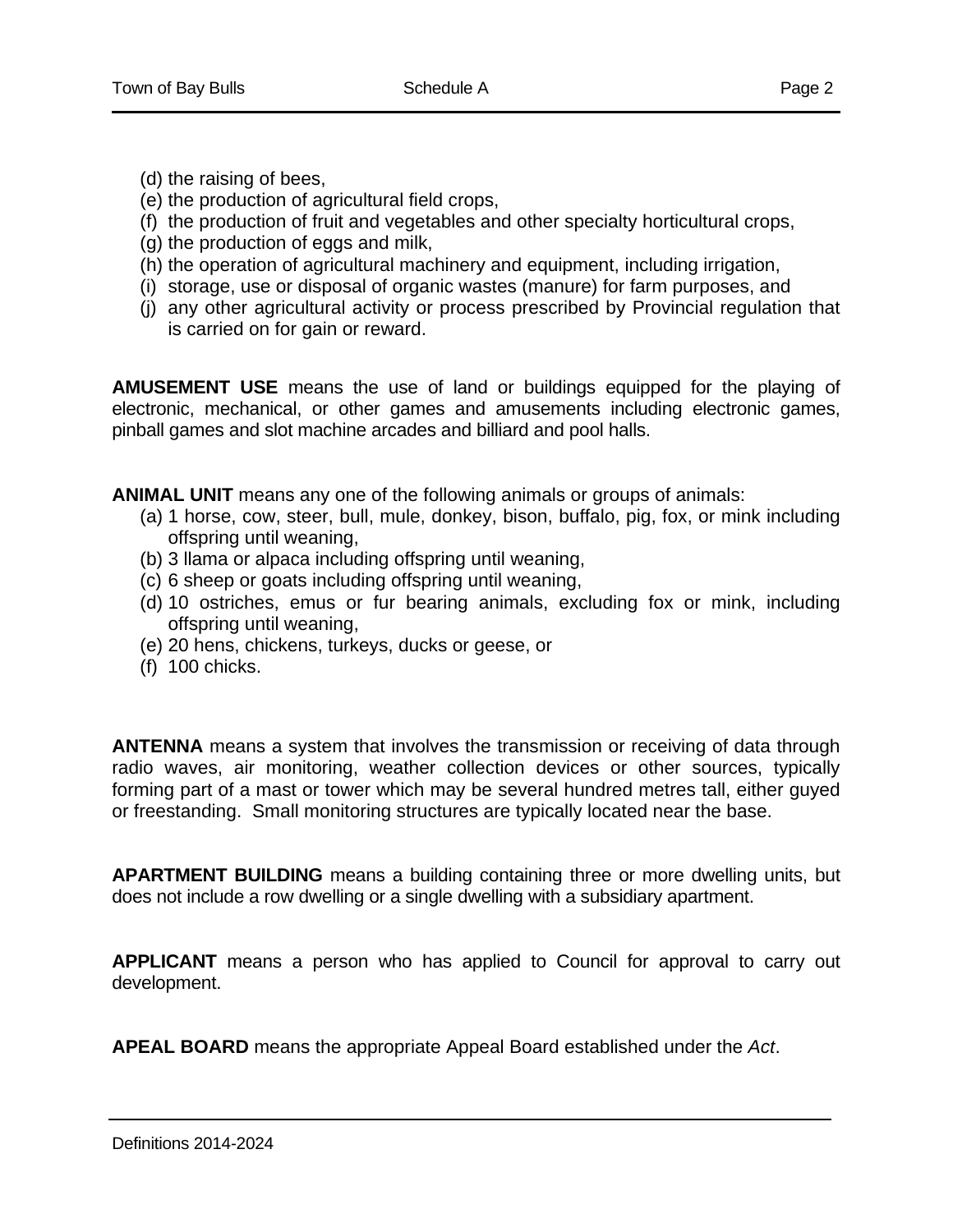(d) the raising of bees,
(e) the production of agricultural field crops,
(f) the production of fruit and vegetables and other specialty horticultural crops,
(g) the production of eggs and milk,
(h) the operation of agricultural machinery and equipment, including irrigation,
(i) storage, use or disposal of organic wastes (manure) for farm purposes, and
(j) any other agricultural activity or process prescribed by Provincial regulation that is carried on for gain or reward.

**AMUSEMENT USE** means the use of land or buildings equipped for the playing of electronic, mechanical, or other games and amusements including electronic games, pinball games and slot machine arcades and billiard and pool halls.

**ANIMAL UNIT** means any one of the following animals or groups of animals:

(a) 1 horse, cow, steer, bull, mule, donkey, bison, buffalo, pig, fox, or mink including offspring until weaning,
(b) 3 llama or alpaca including offspring until weaning,
(c) 6 sheep or goats including offspring until weaning,
(d) 10 ostriches, emus or fur bearing animals, excluding fox or mink, including offspring until weaning,
(e) 20 hens, chickens, turkeys, ducks or geese, or
(f) 100 chicks.

**ANTENNA** means a system that involves the transmission or receiving of data through radio waves, air monitoring, weather collection devices or other sources, typically forming part of a mast or tower which may be several hundred metres tall, either guyed or freestanding. Small monitoring structures are typically located near the base.

**APARTMENT BUILDING** means a building containing three or more dwelling units, but does not include a row dwelling or a single dwelling with a subsidiary apartment.

**APPLICANT** means a person who has applied to Council for approval to carry out development.

**APEAL BOARD** means the appropriate Appeal Board established under the *Act*.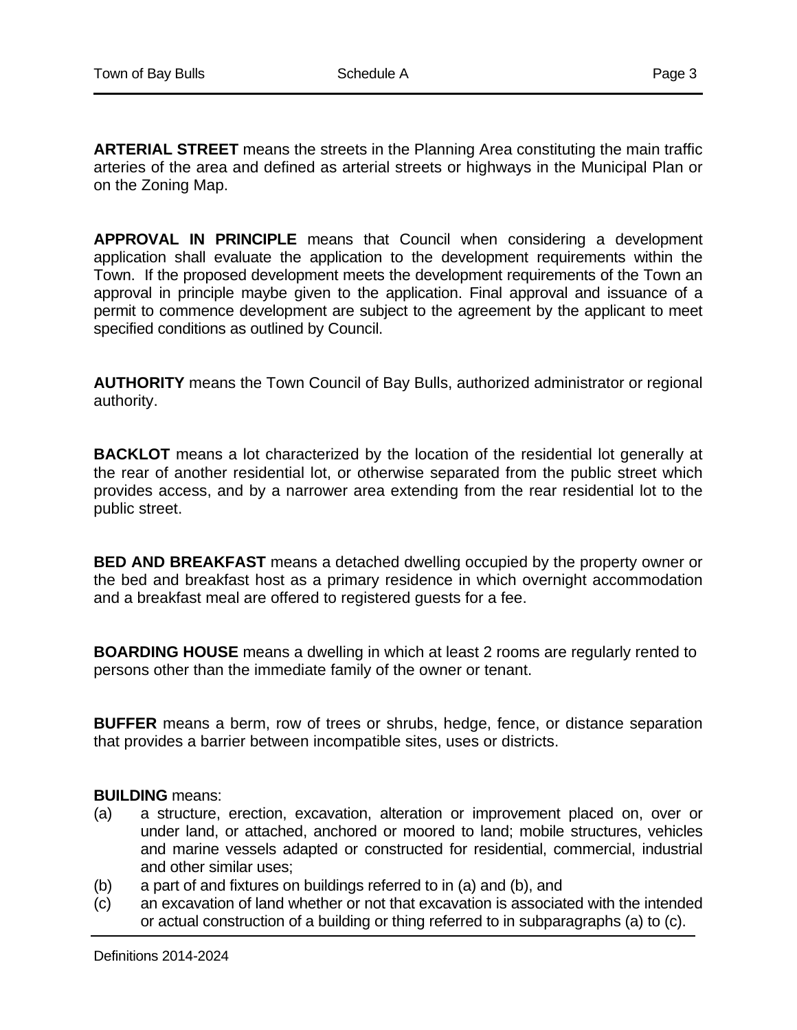**ARTERIAL STREET** means the streets in the Planning Area constituting the main traffic arteries of the area and defined as arterial streets or highways in the Municipal Plan or on the Zoning Map.

**APPROVAL IN PRINCIPLE** means that Council when considering a development application shall evaluate the application to the development requirements within the Town. If the proposed development meets the development requirements of the Town an approval in principle maybe given to the application. Final approval and issuance of a permit to commence development are subject to the agreement by the applicant to meet specified conditions as outlined by Council.

**AUTHORITY** means the Town Council of Bay Bulls, authorized administrator or regional authority.

**BACKLOT** means a lot characterized by the location of the residential lot generally at the rear of another residential lot, or otherwise separated from the public street which provides access, and by a narrower area extending from the rear residential lot to the public street.

**BED AND BREAKFAST** means a detached dwelling occupied by the property owner or the bed and breakfast host as a primary residence in which overnight accommodation and a breakfast meal are offered to registered guests for a fee.

**BOARDING HOUSE** means a dwelling in which at least 2 rooms are regularly rented to persons other than the immediate family of the owner or tenant.

**BUFFER** means a berm, row of trees or shrubs, hedge, fence, or distance separation that provides a barrier between incompatible sites, uses or districts.

**BUILDING** means:

(a) a structure, erection, excavation, alteration or improvement placed on, over or under land, or attached, anchored or moored to land; mobile structures, vehicles and marine vessels adapted or constructed for residential, commercial, industrial and other similar uses;

(b) a part of and fixtures on buildings referred to in (a) and (b), and

(c) an excavation of land whether or not that excavation is associated with the intended or actual construction of a building or thing referred to in subparagraphs (a) to (c).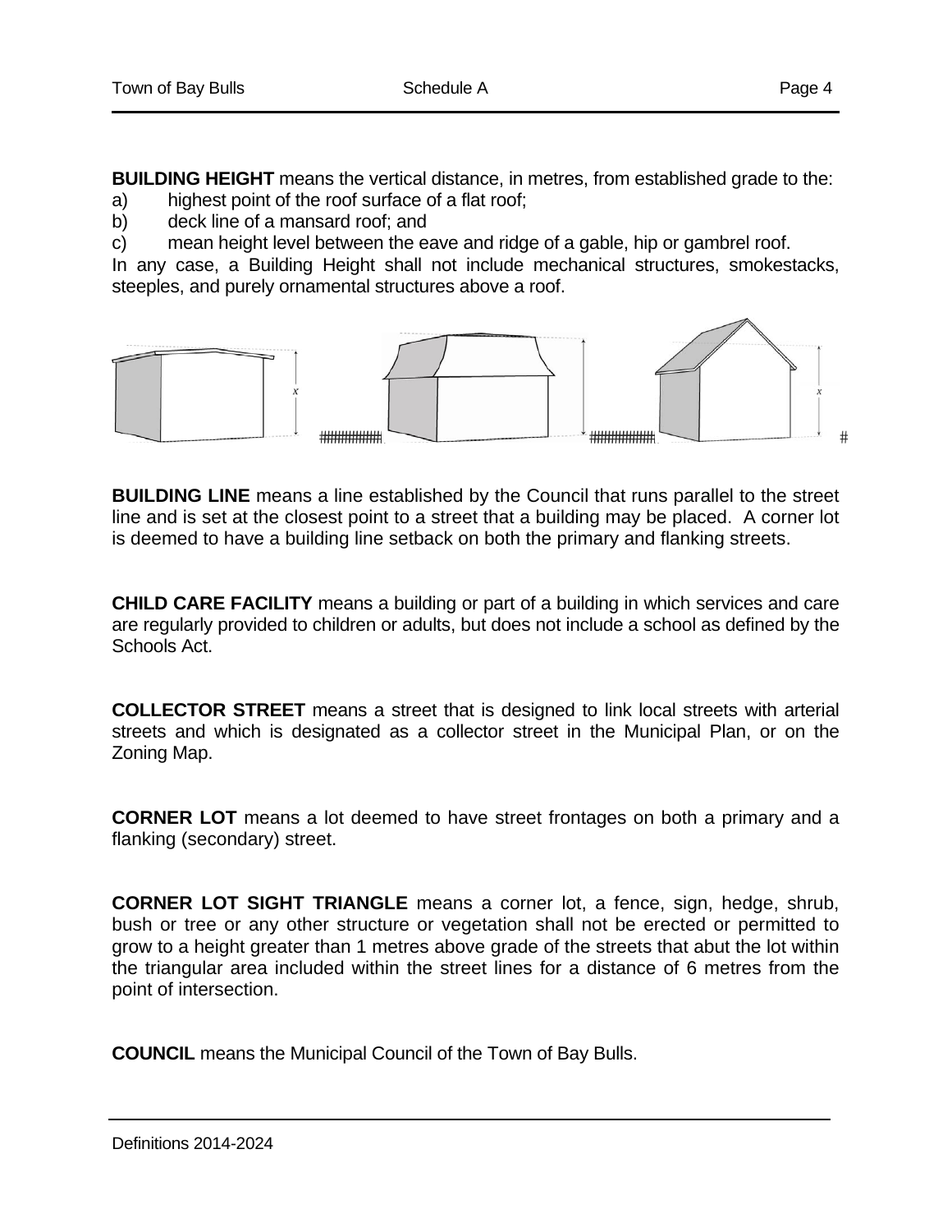**BUILDING HEIGHT** means the vertical distance, in metres, from established grade to the:

a) highest point of the roof surface of a flat roof;

b) deck line of a mansard roof; and

c) mean height level between the eave and ridge of a gable, hip or gambrel roof.

In any case, a Building Height shall not include mechanical structures, smokestacks, steeples, and purely ornamental structures above a roof.

x

########

########

x

#

**BUILDING LINE** means a line established by the Council that runs parallel to the street line and is set at the closest point to a street that a building may be placed. A corner lot is deemed to have a building line setback on both the primary and flanking streets.

**CHILD CARE FACILITY** means a building or part of a building in which services and care are regularly provided to children or adults, but does not include a school as defined by the Schools Act.

**COLLECTOR STREET** means a street that is designed to link local streets with arterial streets and which is designated as a collector street in the Municipal Plan, or on the Zoning Map.

**CORNER LOT** means a lot deemed to have street frontages on both a primary and a flanking (secondary) street.

**CORNER LOT SIGHT TRIANGLE** means a corner lot, a fence, sign, hedge, shrub, bush or tree or any other structure or vegetation shall not be erected or permitted to grow to a height greater than 1 metres above grade of the streets that abut the lot within the triangular area included within the street lines for a distance of 6 metres from the point of intersection.

**COUNCIL** means the Municipal Council of the Town of Bay Bulls.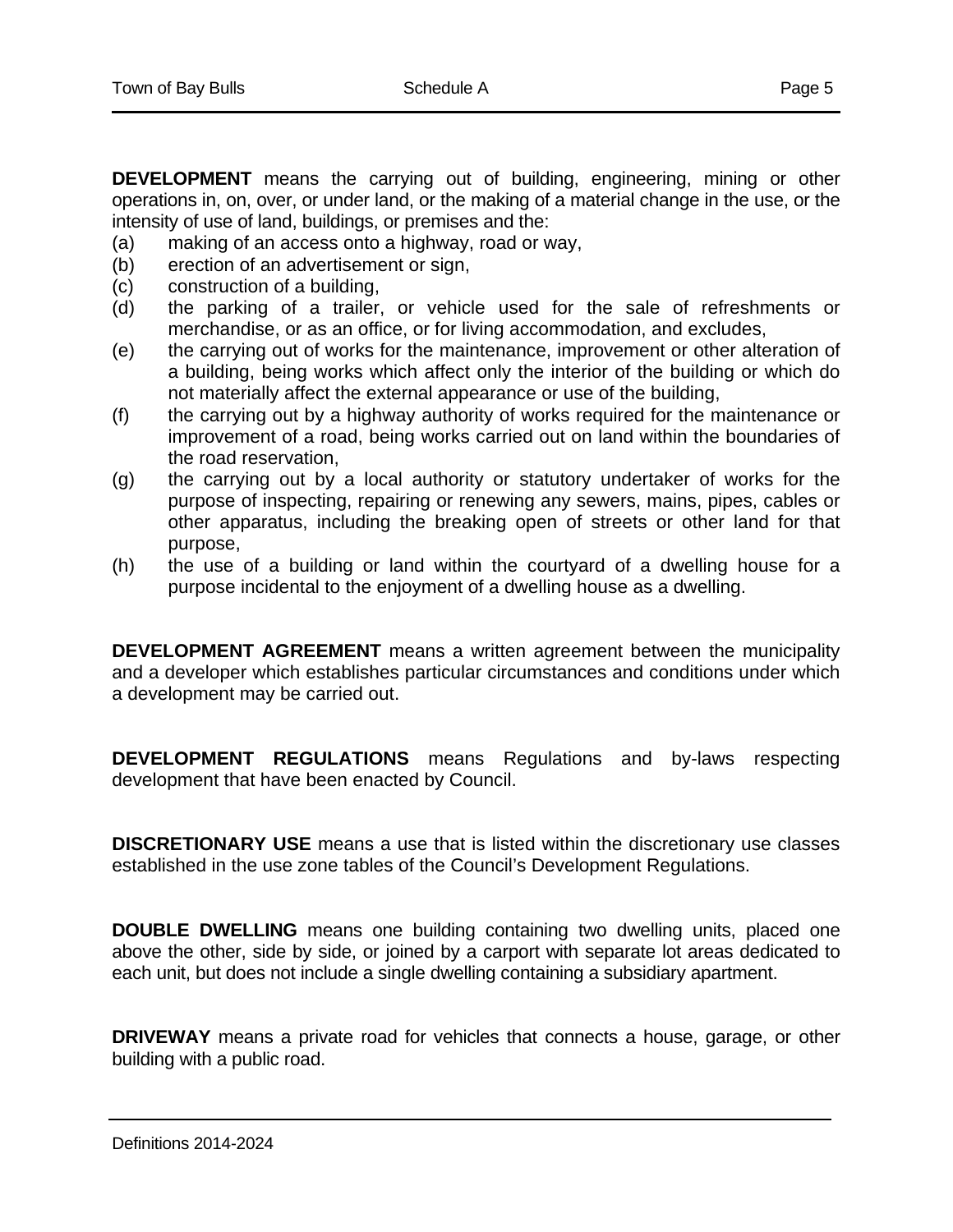**DEVELOPMENT** means the carrying out of building, engineering, mining or other operations in, on, over, or under land, or the making of a material change in the use, or the intensity of use of land, buildings, or premises and the:

(a) making of an access onto a highway, road or way,
(b) erection of an advertisement or sign,
(c) construction of a building,
(d) the parking of a trailer, or vehicle used for the sale of refreshments or merchandise, or as an office, or for living accommodation, and excludes,
(e) the carrying out of works for the maintenance, improvement or other alteration of a building, being works which affect only the interior of the building or which do not materially affect the external appearance or use of the building,
(f) the carrying out by a highway authority of works required for the maintenance or improvement of a road, being works carried out on land within the boundaries of the road reservation,
(g) the carrying out by a local authority or statutory undertaker of works for the purpose of inspecting, repairing or renewing any sewers, mains, pipes, cables or other apparatus, including the breaking open of streets or other land for that purpose,
(h) the use of a building or land within the courtyard of a dwelling house for a purpose incidental to the enjoyment of a dwelling house as a dwelling.

**DEVELOPMENT AGREEMENT** means a written agreement between the municipality and a developer which establishes particular circumstances and conditions under which a development may be carried out.

**DEVELOPMENT REGULATIONS** means Regulations and by-laws respecting development that have been enacted by Council.

**DISCRETIONARY USE** means a use that is listed within the discretionary use classes established in the use zone tables of the Council's Development Regulations.

**DOUBLE DWELLING** means one building containing two dwelling units, placed one above the other, side by side, or joined by a carport with separate lot areas dedicated to each unit, but does not include a single dwelling containing a subsidiary apartment.

**DRIVEWAY** means a private road for vehicles that connects a house, garage, or other building with a public road.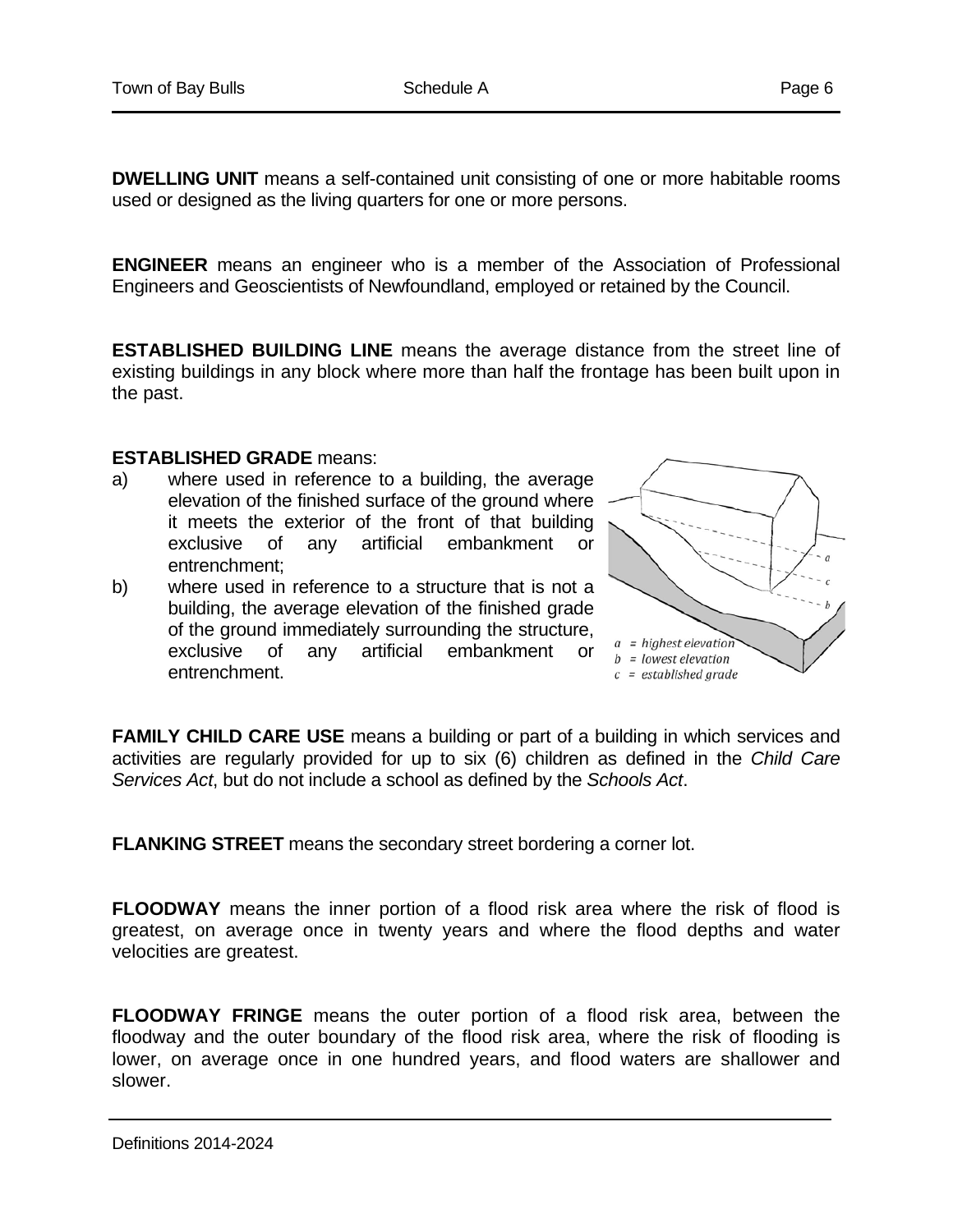**DWELLING UNIT** means a self-contained unit consisting of one or more habitable rooms used or designed as the living quarters for one or more persons.

**ENGINEER** means an engineer who is a member of the Association of Professional Engineers and Geoscientists of Newfoundland, employed or retained by the Council.

**ESTABLISHED BUILDING LINE** means the average distance from the street line of existing buildings in any block where more than half the frontage has been built upon in the past.

**ESTABLISHED GRADE** means:

a) where used in reference to a building, the average elevation of the finished surface of the ground where it meets the exterior of the front of that building exclusive of any artificial embankment or entrenchment;

b) where used in reference to a structure that is not a building, the average elevation of the finished grade of the ground immediately surrounding the structure, exclusive of any artificial embankment or entrenchment.

a = highest elevation
b = lowest elevation
c = established grade

**FAMILY CHILD CARE USE** means a building or part of a building in which services and activities are regularly provided for up to six (6) children as defined in the *Child Care Services Act*, but do not include a school as defined by the *Schools Act*.

**FLANKING STREET** means the secondary street bordering a corner lot.

**FLOODWAY** means the inner portion of a flood risk area where the risk of flood is greatest, on average once in twenty years and where the flood depths and water velocities are greatest.

**FLOODWAY FRINGE** means the outer portion of a flood risk area, between the floodway and the outer boundary of the flood risk area, where the risk of flooding is lower, on average once in one hundred years, and flood waters are shallower and slower.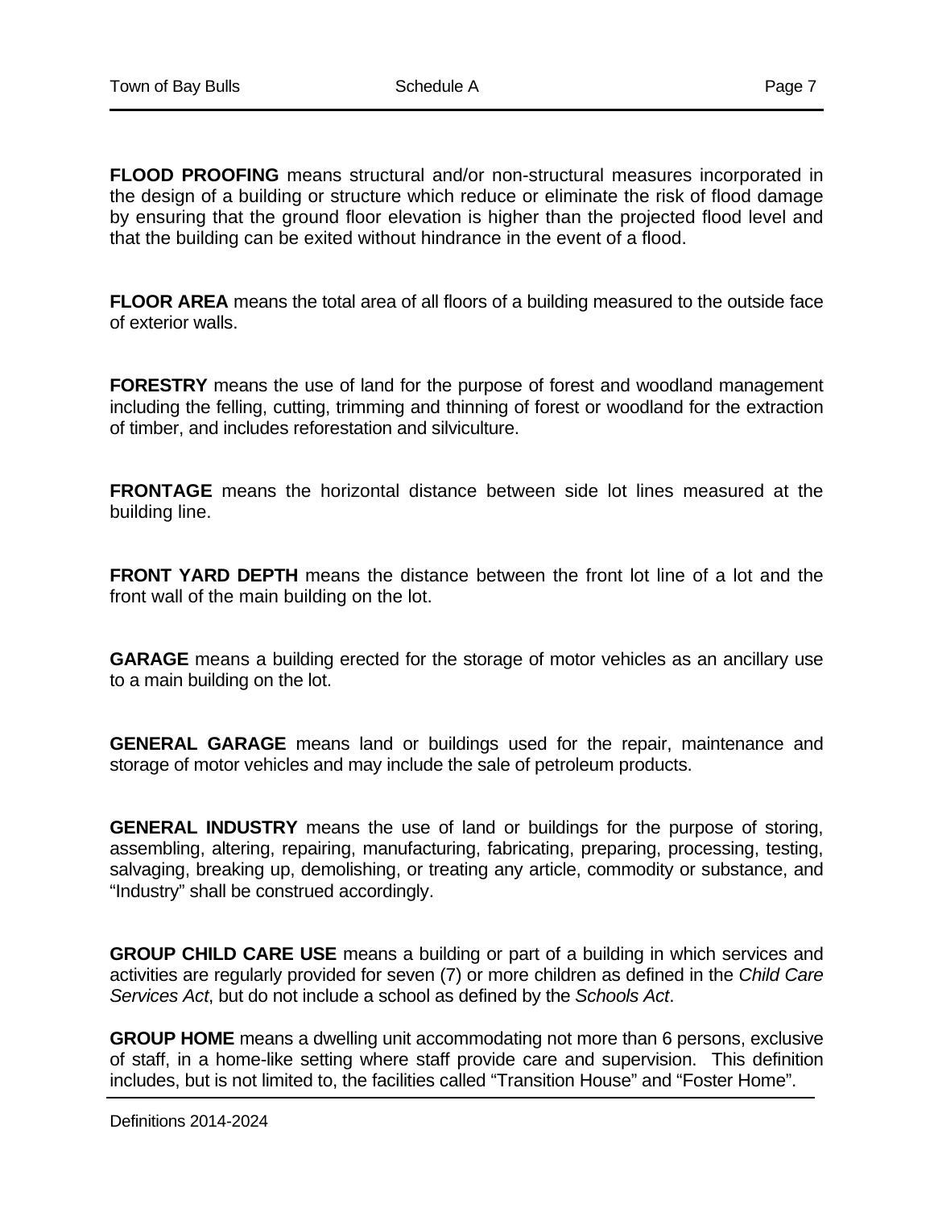**FLOOD PROOFING** means structural and/or non-structural measures incorporated in the design of a building or structure which reduce or eliminate the risk of flood damage by ensuring that the ground floor elevation is higher than the projected flood level and that the building can be exited without hindrance in the event of a flood.

**FLOOR AREA** means the total area of all floors of a building measured to the outside face of exterior walls.

**FORESTRY** means the use of land for the purpose of forest and woodland management including the felling, cutting, trimming and thinning of forest or woodland for the extraction of timber, and includes reforestation and silviculture.

**FRONTAGE** means the horizontal distance between side lot lines measured at the building line.

**FRONT YARD DEPTH** means the distance between the front lot line of a lot and the front wall of the main building on the lot.

**GARAGE** means a building erected for the storage of motor vehicles as an ancillary use to a main building on the lot.

**GENERAL GARAGE** means land or buildings used for the repair, maintenance and storage of motor vehicles and may include the sale of petroleum products.

**GENERAL INDUSTRY** means the use of land or buildings for the purpose of storing, assembling, altering, repairing, manufacturing, fabricating, preparing, processing, testing, salvaging, breaking up, demolishing, or treating any article, commodity or substance, and "Industry" shall be construed accordingly.

**GROUP CHILD CARE USE** means a building or part of a building in which services and activities are regularly provided for seven (7) or more children as defined in the *Child Care Services Act*, but do not include a school as defined by the *Schools Act*.

**GROUP HOME** means a dwelling unit accommodating not more than 6 persons, exclusive of staff, in a home-like setting where staff provide care and supervision. This definition includes, but is not limited to, the facilities called "Transition House" and "Foster Home".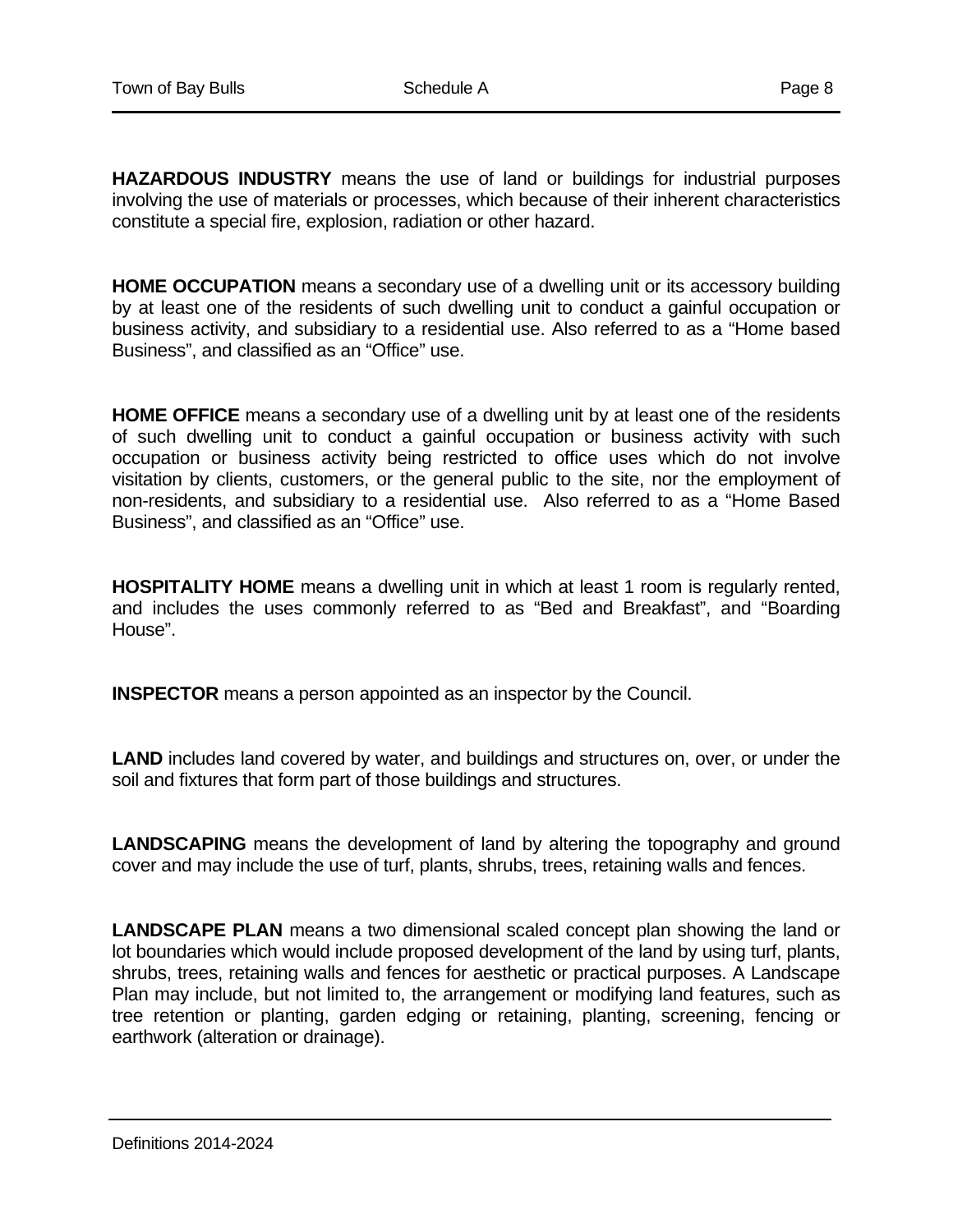**HAZARDOUS INDUSTRY** means the use of land or buildings for industrial purposes involving the use of materials or processes, which because of their inherent characteristics constitute a special fire, explosion, radiation or other hazard.

**HOME OCCUPATION** means a secondary use of a dwelling unit or its accessory building by at least one of the residents of such dwelling unit to conduct a gainful occupation or business activity, and subsidiary to a residential use. Also referred to as a "Home based Business", and classified as an "Office" use.

**HOME OFFICE** means a secondary use of a dwelling unit by at least one of the residents of such dwelling unit to conduct a gainful occupation or business activity with such occupation or business activity being restricted to office uses which do not involve visitation by clients, customers, or the general public to the site, nor the employment of non-residents, and subsidiary to a residential use. Also referred to as a "Home Based Business", and classified as an "Office" use.

**HOSPITALITY HOME** means a dwelling unit in which at least 1 room is regularly rented, and includes the uses commonly referred to as "Bed and Breakfast", and "Boarding House".

**INSPECTOR** means a person appointed as an inspector by the Council.

**LAND** includes land covered by water, and buildings and structures on, over, or under the soil and fixtures that form part of those buildings and structures.

**LANDSCAPING** means the development of land by altering the topography and ground cover and may include the use of turf, plants, shrubs, trees, retaining walls and fences.

**LANDSCAPE PLAN** means a two dimensional scaled concept plan showing the land or lot boundaries which would include proposed development of the land by using turf, plants, shrubs, trees, retaining walls and fences for aesthetic or practical purposes. A Landscape Plan may include, but not limited to, the arrangement or modifying land features, such as tree retention or planting, garden edging or retaining, planting, screening, fencing or earthwork (alteration or drainage).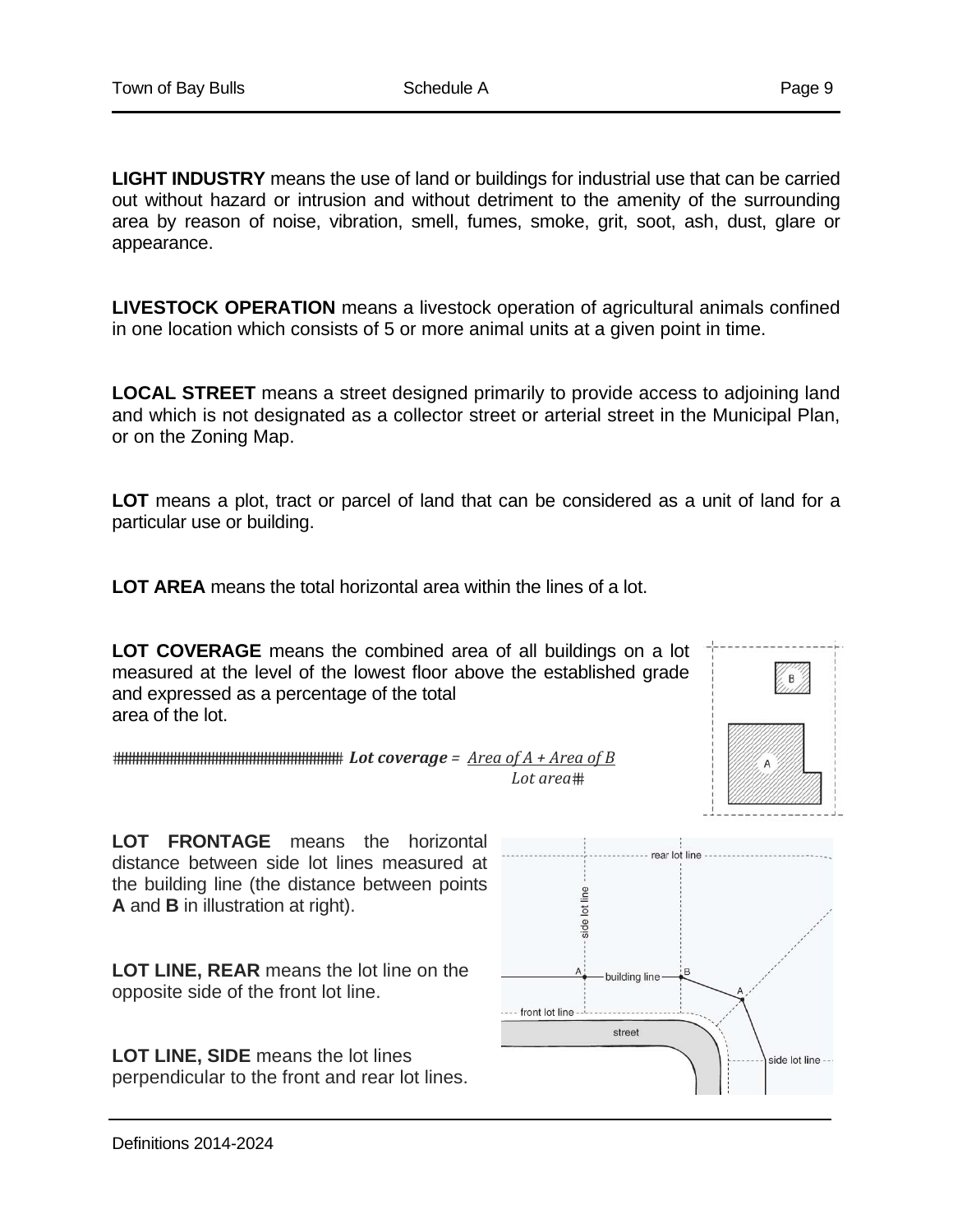**LIGHT INDUSTRY** means the use of land or buildings for industrial use that can be carried out without hazard or intrusion and without detriment to the amenity of the surrounding area by reason of noise, vibration, smell, fumes, smoke, grit, soot, ash, dust, glare or appearance.

**LIVESTOCK OPERATION** means a livestock operation of agricultural animals confined in one location which consists of 5 or more animal units at a given point in time.

**LOCAL STREET** means a street designed primarily to provide access to adjoining land and which is not designated as a collector street or arterial street in the Municipal Plan, or on the Zoning Map.

**LOT** means a plot, tract or parcel of land that can be considered as a unit of land for a particular use or building.

**LOT AREA** means the total horizontal area within the lines of a lot.

**LOT COVERAGE** means the combined area of all buildings on a lot measured at the level of the lowest floor above the established grade and expressed as a percentage of the total area of the lot.

$$\textbf{Lot coverage} = \frac{\text{Area of A + Area of B}}{\text{Lot area}}$$

B

A

**LOT FRONTAGE** means the horizontal distance between side lot lines measured at the building line (the distance between points **A** and **B** in illustration at right).

**LOT LINE, REAR** means the lot line on the opposite side of the front lot line.

**LOT LINE, SIDE** means the lot lines perpendicular to the front and rear lot lines.

rear lot line

side lot line

A

building line

B

A

front lot line

street

side lot line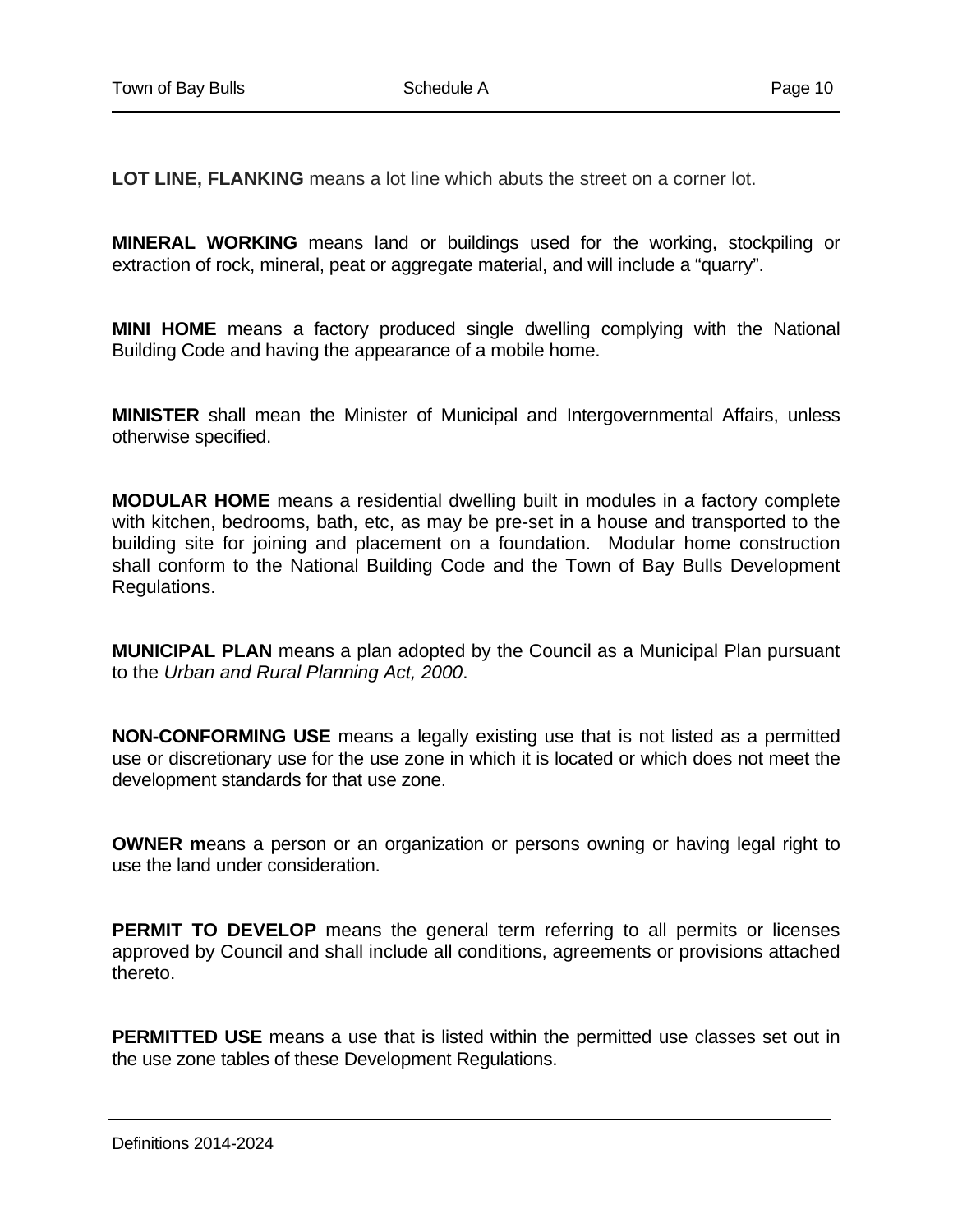**LOT LINE, FLANKING** means a lot line which abuts the street on a corner lot.

**MINERAL WORKING** means land or buildings used for the working, stockpiling or extraction of rock, mineral, peat or aggregate material, and will include a "quarry".

**MINI HOME** means a factory produced single dwelling complying with the National Building Code and having the appearance of a mobile home.

**MINISTER** shall mean the Minister of Municipal and Intergovernmental Affairs, unless otherwise specified.

**MODULAR HOME** means a residential dwelling built in modules in a factory complete with kitchen, bedrooms, bath, etc, as may be pre-set in a house and transported to the building site for joining and placement on a foundation. Modular home construction shall conform to the National Building Code and the Town of Bay Bulls Development Regulations.

**MUNICIPAL PLAN** means a plan adopted by the Council as a Municipal Plan pursuant to the *Urban and Rural Planning Act, 2000*.

**NON-CONFORMING USE** means a legally existing use that is not listed as a permitted use or discretionary use for the use zone in which it is located or which does not meet the development standards for that use zone.

**OWNER m**eans a person or an organization or persons owning or having legal right to use the land under consideration.

**PERMIT TO DEVELOP** means the general term referring to all permits or licenses approved by Council and shall include all conditions, agreements or provisions attached thereto.

**PERMITTED USE** means a use that is listed within the permitted use classes set out in the use zone tables of these Development Regulations.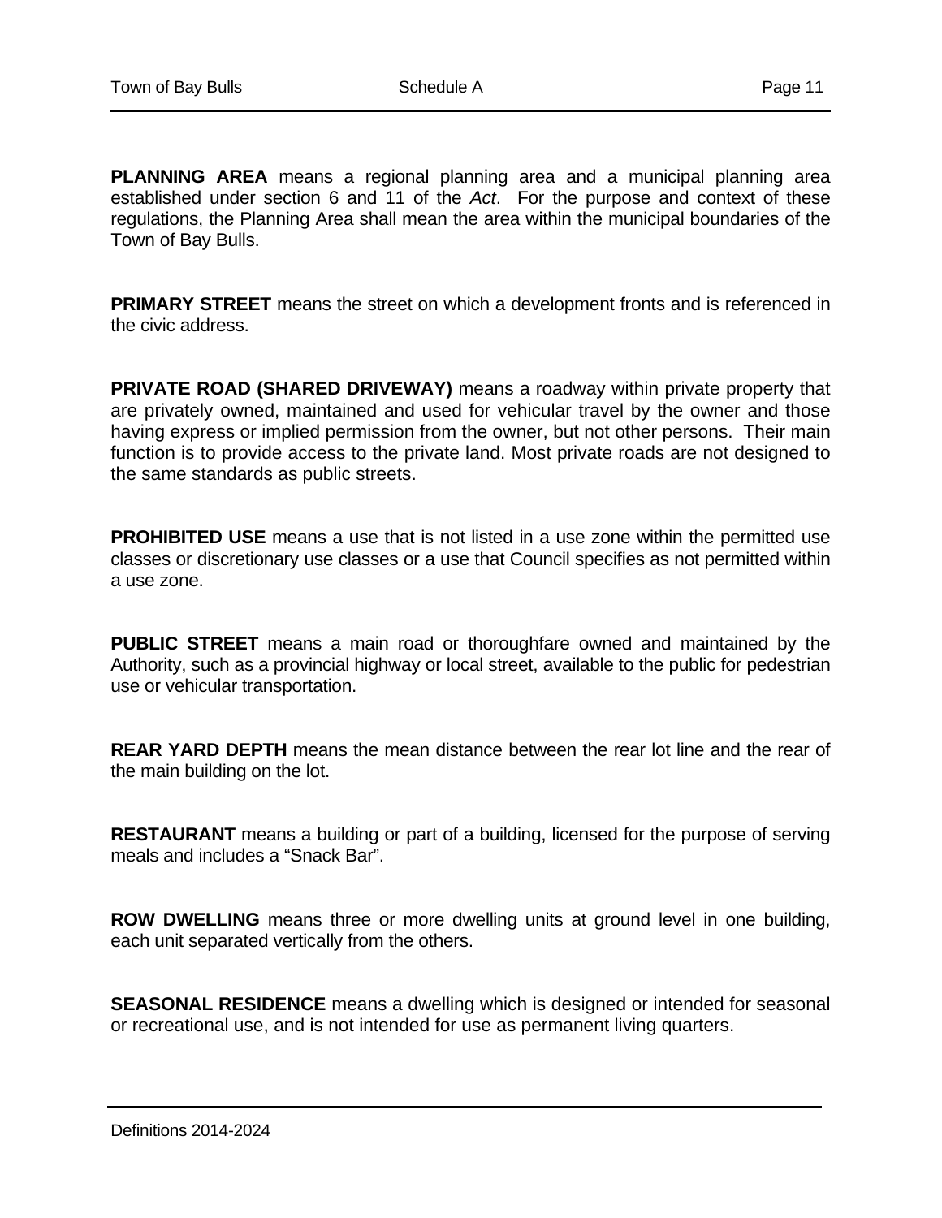**PLANNING AREA** means a regional planning area and a municipal planning area established under section 6 and 11 of the *Act*. For the purpose and context of these regulations, the Planning Area shall mean the area within the municipal boundaries of the Town of Bay Bulls.

**PRIMARY STREET** means the street on which a development fronts and is referenced in the civic address.

**PRIVATE ROAD (SHARED DRIVEWAY)** means a roadway within private property that are privately owned, maintained and used for vehicular travel by the owner and those having express or implied permission from the owner, but not other persons. Their main function is to provide access to the private land. Most private roads are not designed to the same standards as public streets.

**PROHIBITED USE** means a use that is not listed in a use zone within the permitted use classes or discretionary use classes or a use that Council specifies as not permitted within a use zone.

**PUBLIC STREET** means a main road or thoroughfare owned and maintained by the Authority, such as a provincial highway or local street, available to the public for pedestrian use or vehicular transportation.

**REAR YARD DEPTH** means the mean distance between the rear lot line and the rear of the main building on the lot.

**RESTAURANT** means a building or part of a building, licensed for the purpose of serving meals and includes a "Snack Bar".

**ROW DWELLING** means three or more dwelling units at ground level in one building, each unit separated vertically from the others.

**SEASONAL RESIDENCE** means a dwelling which is designed or intended for seasonal or recreational use, and is not intended for use as permanent living quarters.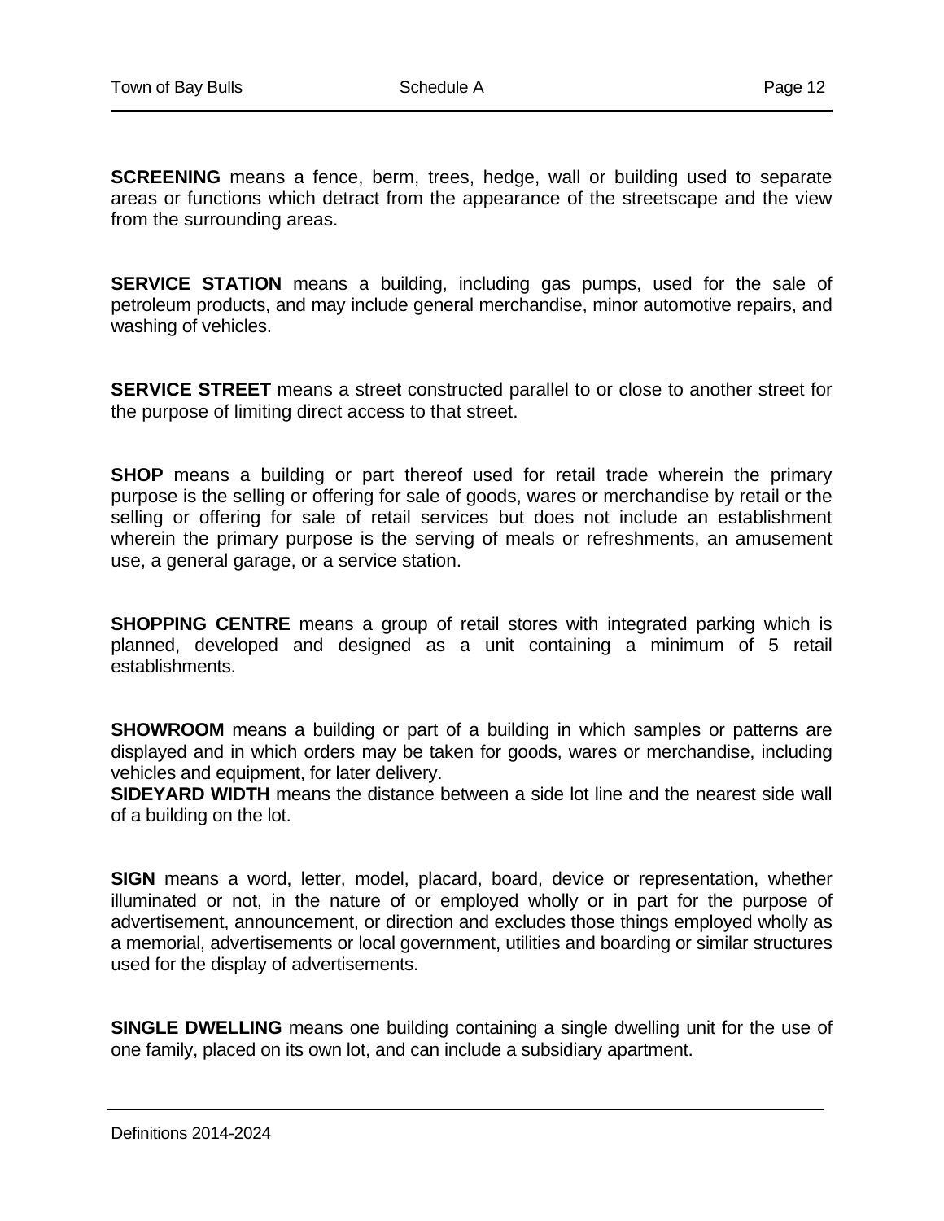**SCREENING** means a fence, berm, trees, hedge, wall or building used to separate areas or functions which detract from the appearance of the streetscape and the view from the surrounding areas.

**SERVICE STATION** means a building, including gas pumps, used for the sale of petroleum products, and may include general merchandise, minor automotive repairs, and washing of vehicles.

**SERVICE STREET** means a street constructed parallel to or close to another street for the purpose of limiting direct access to that street.

**SHOP** means a building or part thereof used for retail trade wherein the primary purpose is the selling or offering for sale of goods, wares or merchandise by retail or the selling or offering for sale of retail services but does not include an establishment wherein the primary purpose is the serving of meals or refreshments, an amusement use, a general garage, or a service station.

**SHOPPING CENTRE** means a group of retail stores with integrated parking which is planned, developed and designed as a unit containing a minimum of 5 retail establishments.

**SHOWROOM** means a building or part of a building in which samples or patterns are displayed and in which orders may be taken for goods, wares or merchandise, including vehicles and equipment, for later delivery.

**SIDEYARD WIDTH** means the distance between a side lot line and the nearest side wall of a building on the lot.

**SIGN** means a word, letter, model, placard, board, device or representation, whether illuminated or not, in the nature of or employed wholly or in part for the purpose of advertisement, announcement, or direction and excludes those things employed wholly as a memorial, advertisements or local government, utilities and boarding or similar structures used for the display of advertisements.

**SINGLE DWELLING** means one building containing a single dwelling unit for the use of one family, placed on its own lot, and can include a subsidiary apartment.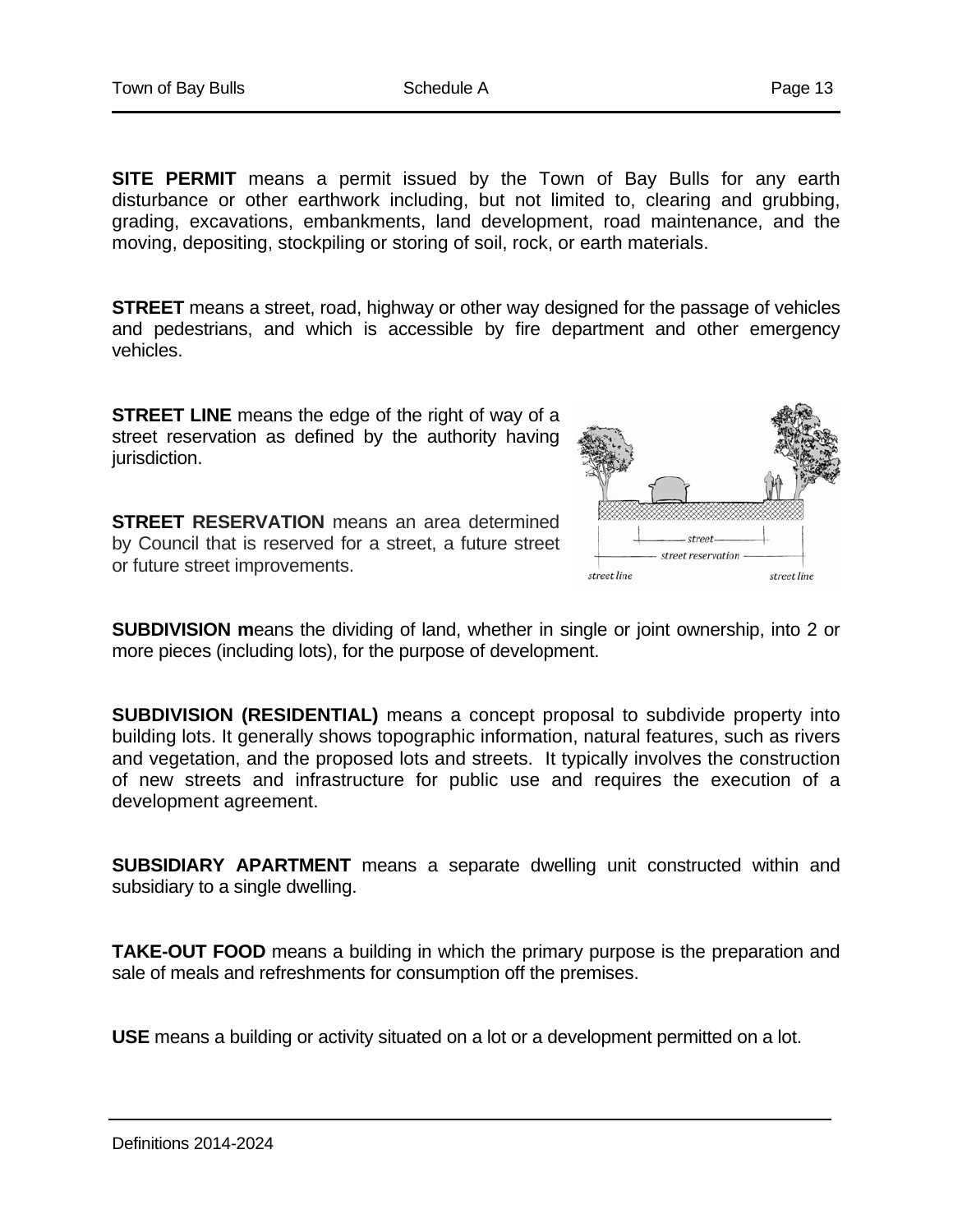**SITE PERMIT** means a permit issued by the Town of Bay Bulls for any earth disturbance or other earthwork including, but not limited to, clearing and grubbing, grading, excavations, embankments, land development, road maintenance, and the moving, depositing, stockpiling or storing of soil, rock, or earth materials.

**STREET** means a street, road, highway or other way designed for the passage of vehicles and pedestrians, and which is accessible by fire department and other emergency vehicles.

**STREET LINE** means the edge of the right of way of a street reservation as defined by the authority having jurisdiction.

**STREET RESERVATION** means an area determined by Council that is reserved for a street, a future street or future street improvements.

street
street reservation
street line
street line

**SUBDIVISION m**eans the dividing of land, whether in single or joint ownership, into 2 or more pieces (including lots), for the purpose of development.

**SUBDIVISION (RESIDENTIAL)** means a concept proposal to subdivide property into building lots. It generally shows topographic information, natural features, such as rivers and vegetation, and the proposed lots and streets. It typically involves the construction of new streets and infrastructure for public use and requires the execution of a development agreement.

**SUBSIDIARY APARTMENT** means a separate dwelling unit constructed within and subsidiary to a single dwelling.

**TAKE-OUT FOOD** means a building in which the primary purpose is the preparation and sale of meals and refreshments for consumption off the premises.

**USE** means a building or activity situated on a lot or a development permitted on a lot.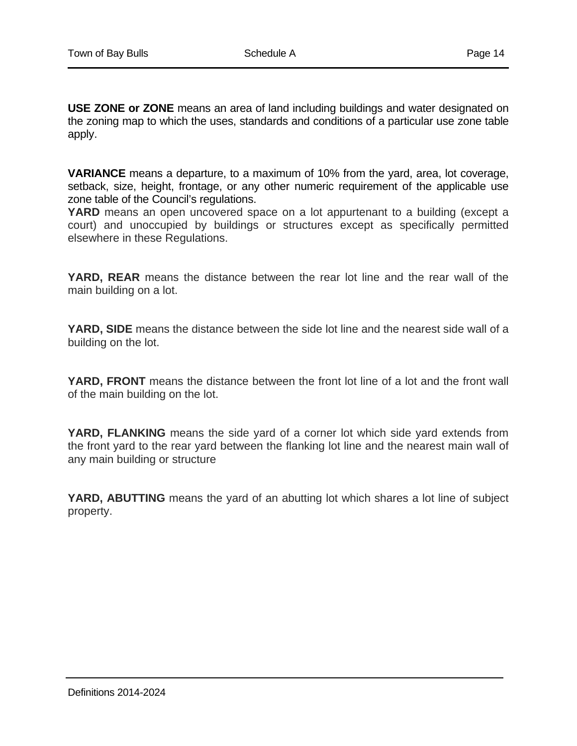**USE ZONE or ZONE** means an area of land including buildings and water designated on the zoning map to which the uses, standards and conditions of a particular use zone table apply.

**VARIANCE** means a departure, to a maximum of 10% from the yard, area, lot coverage, setback, size, height, frontage, or any other numeric requirement of the applicable use zone table of the Council's regulations.

**YARD** means an open uncovered space on a lot appurtenant to a building (except a court) and unoccupied by buildings or structures except as specifically permitted elsewhere in these Regulations.

**YARD, REAR** means the distance between the rear lot line and the rear wall of the main building on a lot.

**YARD, SIDE** means the distance between the side lot line and the nearest side wall of a building on the lot.

**YARD, FRONT** means the distance between the front lot line of a lot and the front wall of the main building on the lot.

**YARD, FLANKING** means the side yard of a corner lot which side yard extends from the front yard to the rear yard between the flanking lot line and the nearest main wall of any main building or structure

**YARD, ABUTTING** means the yard of an abutting lot which shares a lot line of subject property.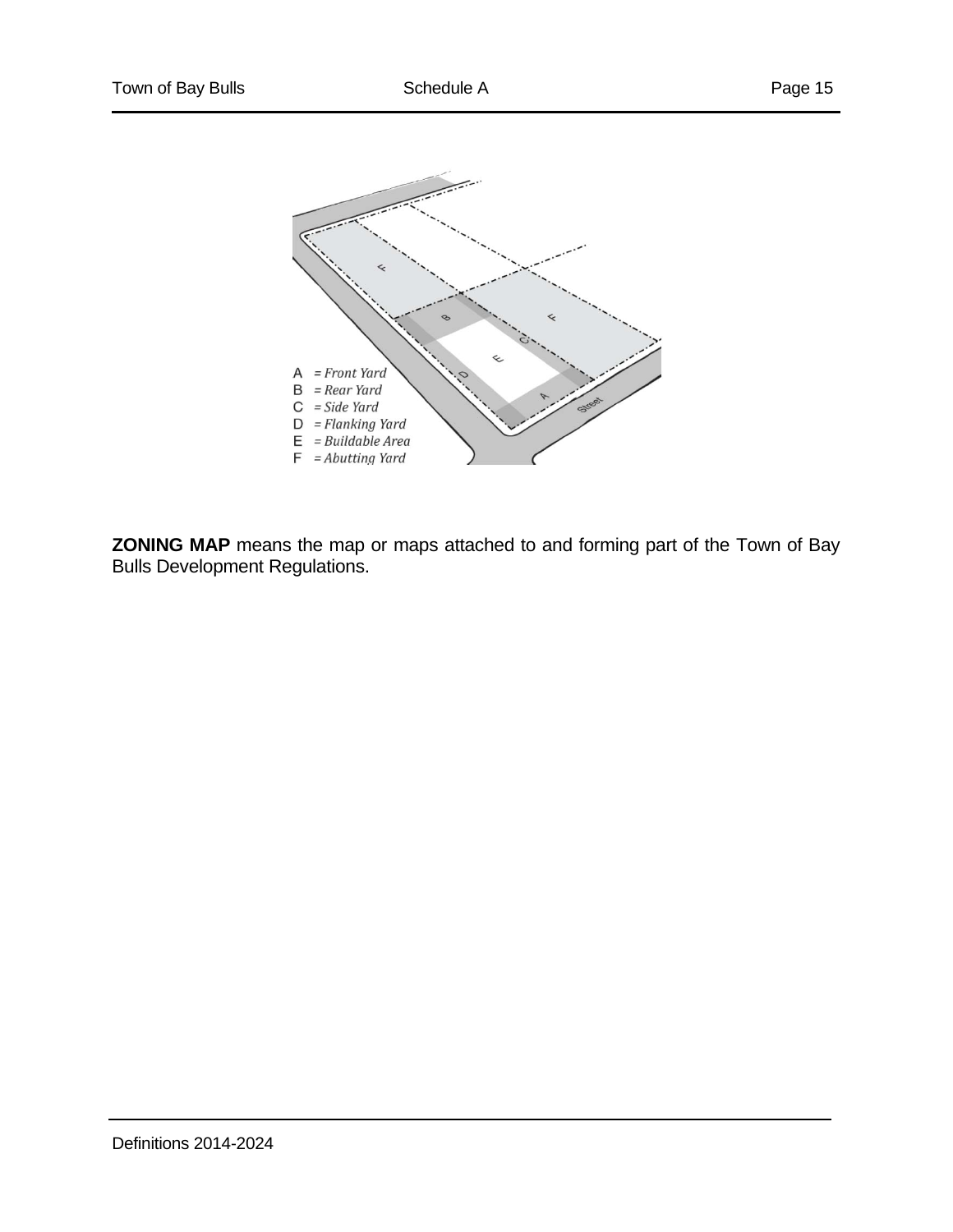A = Front Yard
B = Rear Yard
C = Side Yard
D = Flanking Yard
E = Buildable Area
F = Abutting Yard

Street

**ZONING MAP** means the map or maps attached to and forming part of the Town of Bay Bulls Development Regulations.